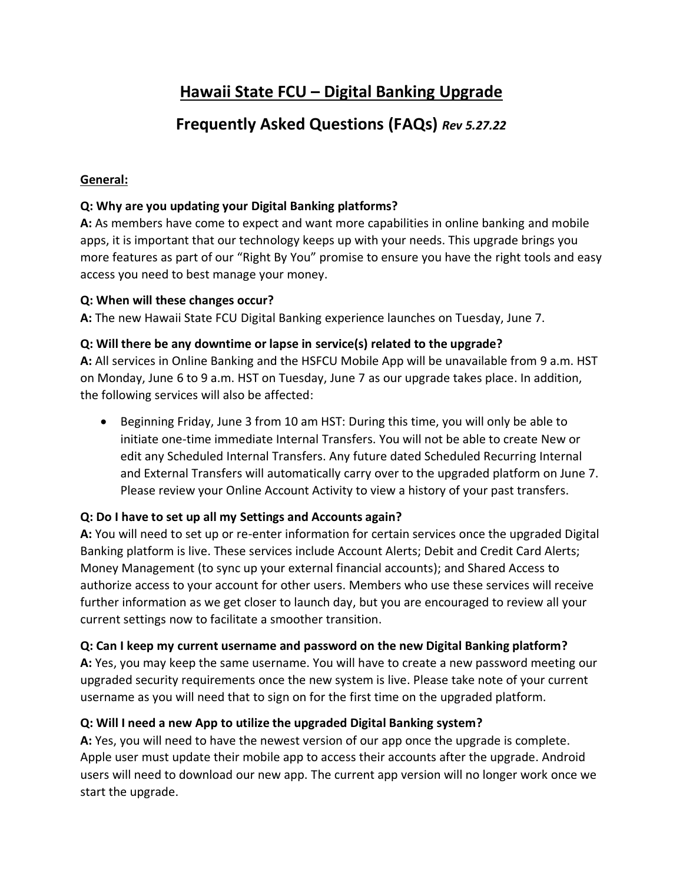# Hawaii State FCU – Digital Banking Upgrade

## Frequently Asked Questions (FAQs) *Rev 5.27.22*

### General:

**Q: Why are you updating your Digital Banking platforms?**

**A:** As members have come to expect and want more capabilities in online banking and mobile apps, it is important that our technology keeps up with your needs. This upgrade brings you more features as part of our "Right By You" promise to ensure you have the right tools and easy access you need to best manage your money.

**Q: When will these changes occur?**

**A:** The new Hawaii State FCU Digital Banking experience launches on Tuesday, June 7.

**Q: Will there be any downtime or lapse in service(s) related to the upgrade?**

**A:** All services in Online Banking and the HSFCU Mobile App will be unavailable from 9 a.m. HST on Monday, June 6 to 9 a.m. HST on Tuesday, June 7 as our upgrade takes place. In addition, the following services will also be affected:

- Beginning Friday, June 3 from 10 am HST: During this time, you will only be able to initiate one-time immediate Internal Transfers. You will not be able to create New or edit any Scheduled Internal Transfers. Any future dated Scheduled Recurring Internal and External Transfers will automatically carry over to the upgraded platform on June 7. Please review your Online Account Activity to view a history of your past transfers.

**Q: Do I have to set up all my Settings and Accounts again?**

**A:** You will need to set up or re-enter information for certain services once the upgraded Digital Banking platform is live. These services include Account Alerts; Debit and Credit Card Alerts; Money Management (to sync up your external financial accounts); and Shared Access to authorize access to your account for other users. Members who use these services will receive further information as we get closer to launch day, but you are encouraged to review all your current settings now to facilitate a smoother transition.

**Q: Can I keep my current username and password on the new Digital Banking platform?**

**A:** Yes, you may keep the same username. You will have to create a new password meeting our upgraded security requirements once the new system is live. Please take note of your current username as you will need that to sign on for the first time on the upgraded platform.

**Q: Will I need a new App to utilize the upgraded Digital Banking system?**

**A:** Yes, you will need to have the newest version of our app once the upgrade is complete. Apple user must update their mobile app to access their accounts after the upgrade. Android users will need to download our new app. The current app version will no longer work once we start the upgrade.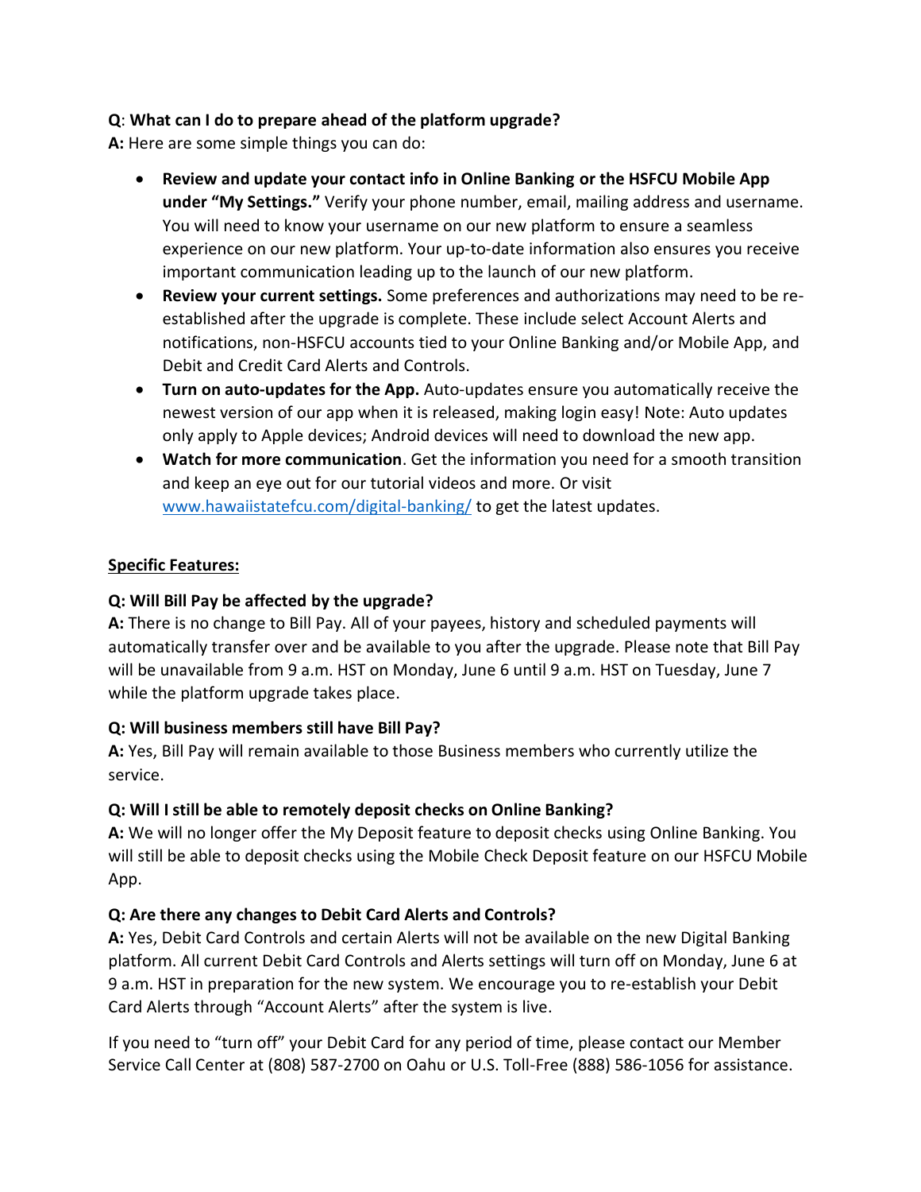**Q**: **What can I do to prepare ahead of the platform upgrade?**
**A:** Here are some simple things you can do:

- **Review and update your contact info in Online Banking or the HSFCU Mobile App under "My Settings."** Verify your phone number, email, mailing address and username. You will need to know your username on our new platform to ensure a seamless experience on our new platform. Your up-to-date information also ensures you receive important communication leading up to the launch of our new platform.
- **Review your current settings.** Some preferences and authorizations may need to be re-established after the upgrade is complete. These include select Account Alerts and notifications, non-HSFCU accounts tied to your Online Banking and/or Mobile App, and Debit and Credit Card Alerts and Controls.
- **Turn on auto-updates for the App.** Auto-updates ensure you automatically receive the newest version of our app when it is released, making login easy! Note: Auto updates only apply to Apple devices; Android devices will need to download the new app.
- **Watch for more communication**. Get the information you need for a smooth transition and keep an eye out for our tutorial videos and more. Or visit [www.hawaiistatefcu.com/digital-banking/](www.hawaiistatefcu.com/digital-banking/) to get the latest updates.

**Specific Features:**

**Q: Will Bill Pay be affected by the upgrade?**
**A:** There is no change to Bill Pay. All of your payees, history and scheduled payments will automatically transfer over and be available to you after the upgrade. Please note that Bill Pay will be unavailable from 9 a.m. HST on Monday, June 6 until 9 a.m. HST on Tuesday, June 7 while the platform upgrade takes place.

**Q: Will business members still have Bill Pay?**
**A:** Yes, Bill Pay will remain available to those Business members who currently utilize the service.

**Q: Will I still be able to remotely deposit checks on Online Banking?**
**A:** We will no longer offer the My Deposit feature to deposit checks using Online Banking. You will still be able to deposit checks using the Mobile Check Deposit feature on our HSFCU Mobile App.

**Q: Are there any changes to Debit Card Alerts and Controls?**
**A:** Yes, Debit Card Controls and certain Alerts will not be available on the new Digital Banking platform. All current Debit Card Controls and Alerts settings will turn off on Monday, June 6 at 9 a.m. HST in preparation for the new system. We encourage you to re-establish your Debit Card Alerts through "Account Alerts" after the system is live.

If you need to "turn off" your Debit Card for any period of time, please contact our Member Service Call Center at (808) 587-2700 on Oahu or U.S. Toll-Free (888) 586-1056 for assistance.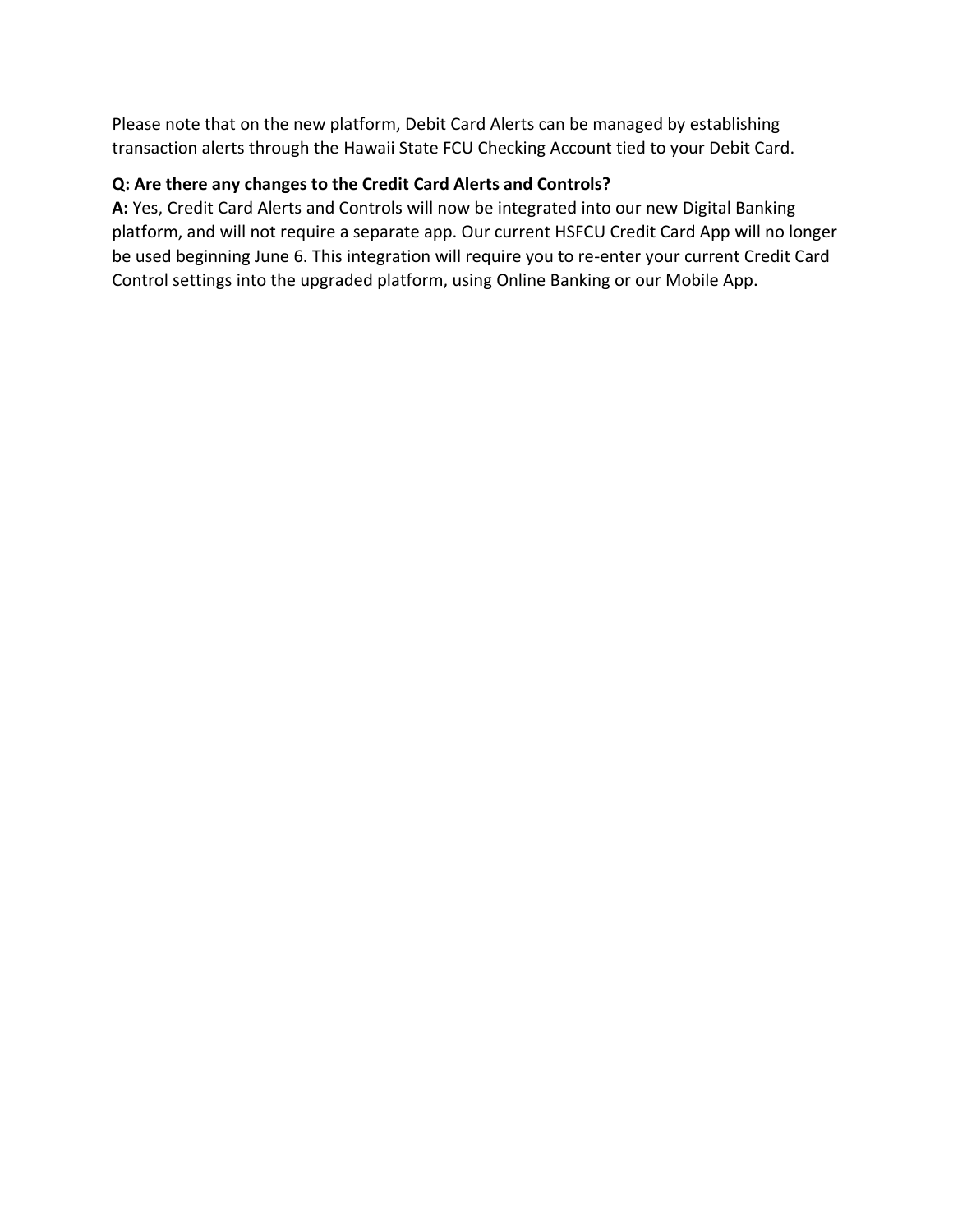Please note that on the new platform, Debit Card Alerts can be managed by establishing transaction alerts through the Hawaii State FCU Checking Account tied to your Debit Card.

**Q: Are there any changes to the Credit Card Alerts and Controls?**
**A:** Yes, Credit Card Alerts and Controls will now be integrated into our new Digital Banking platform, and will not require a separate app. Our current HSFCU Credit Card App will no longer be used beginning June 6. This integration will require you to re-enter your current Credit Card Control settings into the upgraded platform, using Online Banking or our Mobile App.